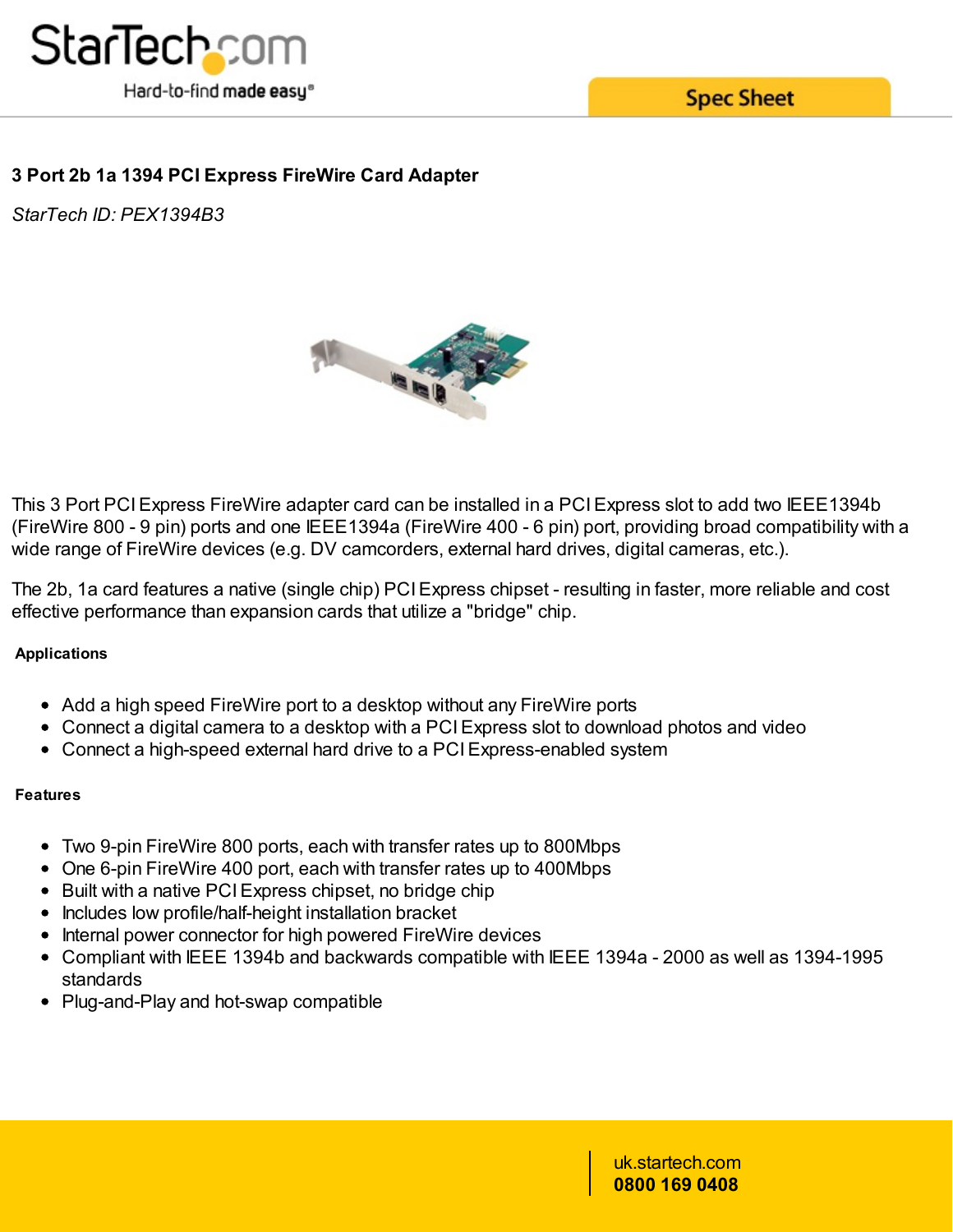# 3 Port 2b 1a 1394 PCI Express FireWire Card Adapter

*StarTech ID: PEX1394B3*

This 3 Port PCI Express FireWire adapter card can be installed in a PCI Express slot to add two IEEE1394b (FireWire 800 - 9 pin) ports and one IEEE1394a (FireWire 400 - 6 pin) port, providing broad compatibility with a wide range of FireWire devices (e.g. DV camcorders, external hard drives, digital cameras, etc.).

The 2b, 1a card features a native (single chip) PCI Express chipset - resulting in faster, more reliable and cost effective performance than expansion cards that utilize a "bridge" chip.

### Applications

- Add a high speed FireWire port to a desktop without any FireWire ports
- Connect a digital camera to a desktop with a PCI Express slot to download photos and video
- Connect a high-speed external hard drive to a PCI Express-enabled system

### Features

- Two 9-pin FireWire 800 ports, each with transfer rates up to 800Mbps
- One 6-pin FireWire 400 port, each with transfer rates up to 400Mbps
- Built with a native PCI Express chipset, no bridge chip
- Includes low profile/half-height installation bracket
- Internal power connector for high powered FireWire devices
- Compliant with IEEE 1394b and backwards compatible with IEEE 1394a - 2000 as well as 1394-1995 standards
- Plug-and-Play and hot-swap compatible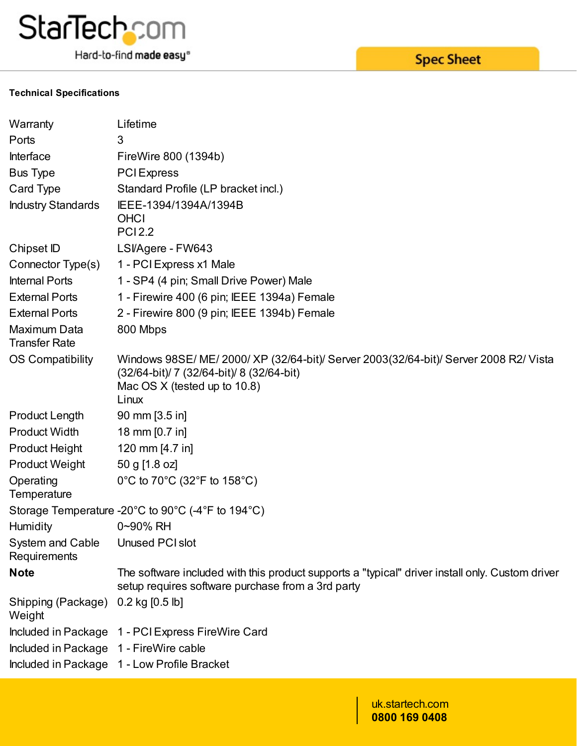**Technical Specifications**

| | |
|---|---|
| Warranty | Lifetime |
| Ports | 3 |
| Interface | FireWire 800 (1394b) |
| Bus Type | PCI Express |
| Card Type | Standard Profile (LP bracket incl.) |
| Industry Standards | IEEE-1394/1394A/1394B<br>OHCI<br>PCI 2.2 |
| Chipset ID | LSI/Agere - FW643 |
| Connector Type(s) | 1 - PCI Express x1 Male |
| Internal Ports | 1 - SP4 (4 pin; Small Drive Power) Male |
| External Ports | 1 - Firewire 400 (6 pin; IEEE 1394a) Female |
| External Ports | 2 - Firewire 800 (9 pin; IEEE 1394b) Female |
| Maximum Data Transfer Rate | 800 Mbps |
| OS Compatibility | Windows 98SE/ ME/ 2000/ XP (32/64-bit)/ Server 2003(32/64-bit)/ Server 2008 R2/ Vista (32/64-bit)/ 7 (32/64-bit)/ 8 (32/64-bit)<br>Mac OS X (tested up to 10.8)<br>Linux |
| Product Length | 90 mm [3.5 in] |
| Product Width | 18 mm [0.7 in] |
| Product Height | 120 mm [4.7 in] |
| Product Weight | 50 g [1.8 oz] |
| Operating Temperature | 0°C to 70°C (32°F to 158°C) |
| Storage Temperature | -20°C to 90°C (-4°F to 194°C) |
| Humidity | 0~90% RH |
| System and Cable Requirements | Unused PCI slot |
| **Note** | The software included with this product supports a "typical" driver install only. Custom driver setup requires software purchase from a 3rd party |
| Shipping (Package) Weight | 0.2 kg [0.5 lb] |
| Included in Package | 1 - PCI Express FireWire Card |
| Included in Package | 1 - FireWire cable |
| Included in Package | 1 - Low Profile Bracket |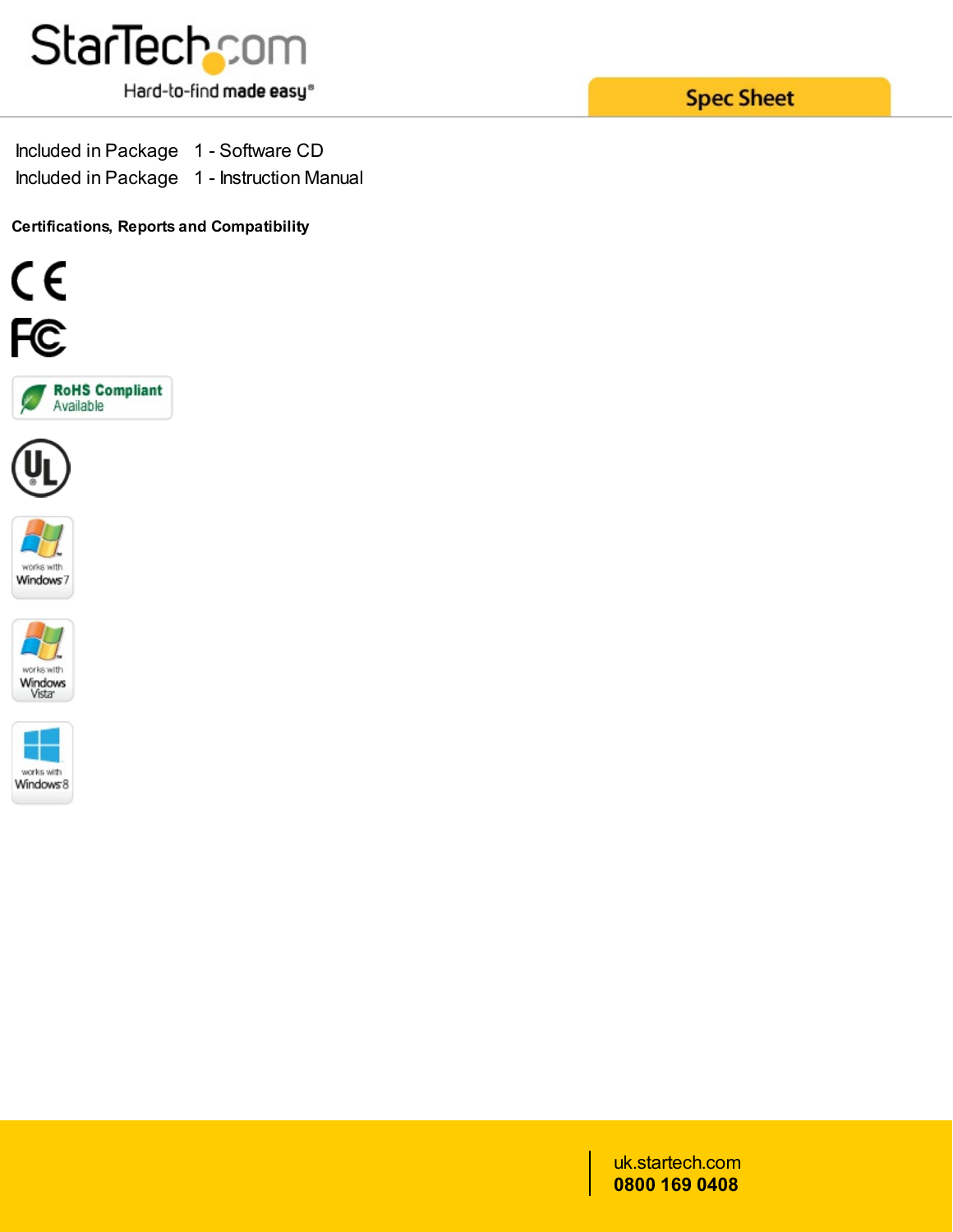| | |
|---|---|
| Included in Package | 1 - Software CD |
| Included in Package | 1 - Instruction Manual |

**Certifications, Reports and Compatibility**

RoHS Compliant Available

works with Windows 7

works with Windows Vista

works with Windows 8